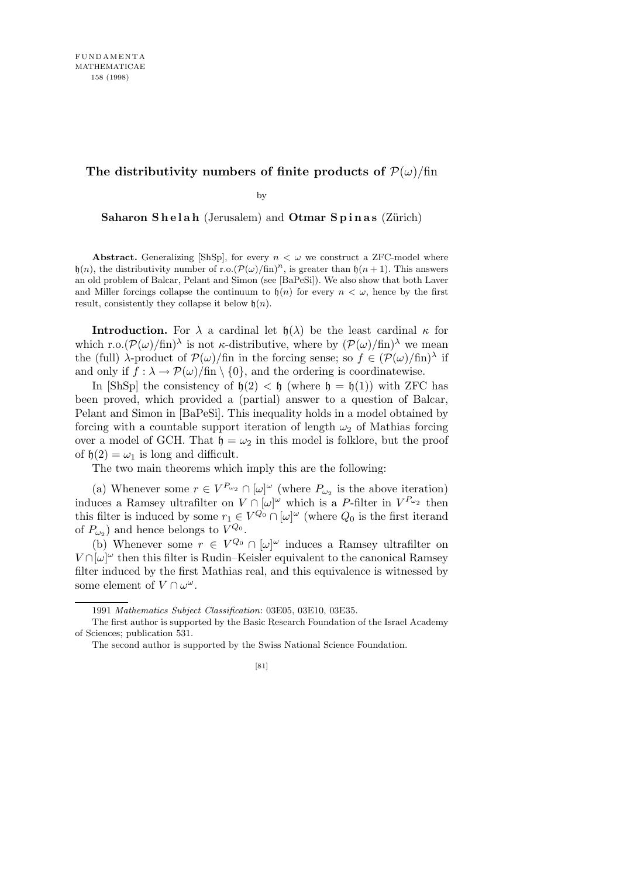# The distributivity numbers of finite products of $\mathcal{P}(\omega)/\text{fin}$

by

**Saharon Shelah** (Jerusalem) and **Otmar Spinas** (Zürich)

**Abstract.** Generalizing [ShSp], for every $n < \omega$ we construct a ZFC-model where $\mathfrak{h}(n)$, the distributivity number of r.o.$(\mathcal{P}(\omega)/\text{fin})^n$, is greater than $\mathfrak{h}(n+1)$. This answers an old problem of Balcar, Pelant and Simon (see [BaPeSi]). We also show that both Laver and Miller forcings collapse the continuum to $\mathfrak{h}(n)$ for every $n < \omega$, hence by the first result, consistently they collapse it below $\mathfrak{h}(n)$.

**Introduction.** For $\lambda$ a cardinal let $\mathfrak{h}(\lambda)$ be the least cardinal $\kappa$ for which r.o.$(\mathcal{P}(\omega)/\text{fin})^\lambda$ is not $\kappa$-distributive, where by $(\mathcal{P}(\omega)/\text{fin})^\lambda$ we mean the (full) $\lambda$-product of $\mathcal{P}(\omega)/\text{fin}$ in the forcing sense; so $f \in (\mathcal{P}(\omega)/\text{fin})^\lambda$ if and only if $f : \lambda \to \mathcal{P}(\omega)/\text{fin} \setminus \{0\}$, and the ordering is coordinatewise.

In [ShSp] the consistency of $\mathfrak{h}(2) < \mathfrak{h}$ (where $\mathfrak{h} = \mathfrak{h}(1)$) with ZFC has been proved, which provided a (partial) answer to a question of Balcar, Pelant and Simon in [BaPeSi]. This inequality holds in a model obtained by forcing with a countable support iteration of length $\omega_2$ of Mathias forcing over a model of GCH. That $\mathfrak{h} = \omega_2$ in this model is folklore, but the proof of $\mathfrak{h}(2) = \omega_1$ is long and difficult.

The two main theorems which imply this are the following:

(a) Whenever some $r \in V^{P_{\omega_2}} \cap [\omega]^\omega$ (where $P_{\omega_2}$ is the above iteration) induces a Ramsey ultrafilter on $V \cap [\omega]^\omega$ which is a $P$-filter in $V^{P_{\omega_2}}$ then this filter is induced by some $r_1 \in V^{Q_0} \cap [\omega]^\omega$ (where $Q_0$ is the first iterand of $P_{\omega_2}$) and hence belongs to $V^{Q_0}$.

(b) Whenever some $r \in V^{Q_0} \cap [\omega]^\omega$ induces a Ramsey ultrafilter on $V \cap [\omega]^\omega$ then this filter is Rudin–Keisler equivalent to the canonical Ramsey filter induced by the first Mathias real, and this equivalence is witnessed by some element of $V \cap \omega^\omega$.

---

1991 *Mathematics Subject Classification*: 03E05, 03E10, 03E35.

The first author is supported by the Basic Research Foundation of the Israel Academy of Sciences; publication 531.

The second author is supported by the Swiss National Science Foundation.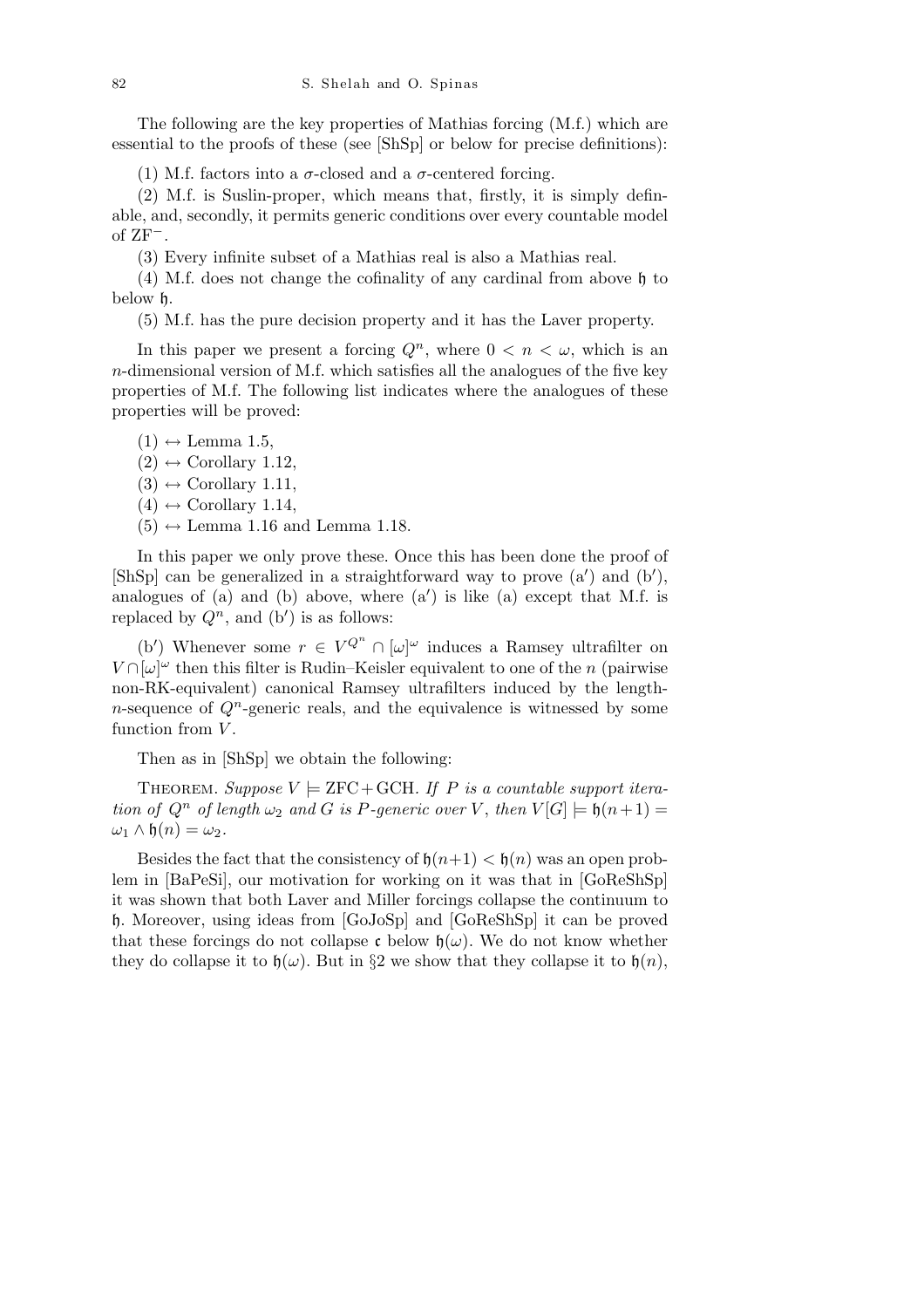The following are the key properties of Mathias forcing (M.f.) which are essential to the proofs of these (see [ShSp] or below for precise definitions):

(1) M.f. factors into a $\sigma$-closed and a $\sigma$-centered forcing.

(2) M.f. is Suslin-proper, which means that, firstly, it is simply definable, and, secondly, it permits generic conditions over every countable model of $\mathrm{ZF}^-$.

(3) Every infinite subset of a Mathias real is also a Mathias real.

(4) M.f. does not change the cofinality of any cardinal from above $\mathfrak{h}$ to below $\mathfrak{h}$.

(5) M.f. has the pure decision property and it has the Laver property.

In this paper we present a forcing $Q^n$, where $0 < n < \omega$, which is an $n$-dimensional version of M.f. which satisfies all the analogues of the five key properties of M.f. The following list indicates where the analogues of these properties will be proved:

- $(1) \leftrightarrow$ Lemma 1.5,
- $(2) \leftrightarrow$ Corollary 1.12,
- $(3) \leftrightarrow$ Corollary 1.11,
- $(4) \leftrightarrow$ Corollary 1.14,
- $(5) \leftrightarrow$ Lemma 1.16 and Lemma 1.18.

In this paper we only prove these. Once this has been done the proof of [ShSp] can be generalized in a straightforward way to prove (a′) and (b′), analogues of (a) and (b) above, where (a′) is like (a) except that M.f. is replaced by $Q^n$, and (b′) is as follows:

(b′) Whenever some $r \in V^{Q^n} \cap [\omega]^\omega$ induces a Ramsey ultrafilter on $V \cap [\omega]^\omega$ then this filter is Rudin–Keisler equivalent to one of the $n$ (pairwise non-RK-equivalent) canonical Ramsey ultrafilters induced by the length-$n$-sequence of $Q^n$-generic reals, and the equivalence is witnessed by some function from $V$.

Then as in [ShSp] we obtain the following:

Theorem. *Suppose $V \models \mathrm{ZFC} + \mathrm{GCH}$. If $P$ is a countable support iteration of $Q^n$ of length $\omega_2$ and $G$ is $P$-generic over $V$, then $V[G] \models \mathfrak{h}(n+1) = \omega_1 \wedge \mathfrak{h}(n) = \omega_2$.*

Besides the fact that the consistency of $\mathfrak{h}(n+1) < \mathfrak{h}(n)$ was an open problem in [BaPeSi], our motivation for working on it was that in [GoReShSp] it was shown that both Laver and Miller forcings collapse the continuum to $\mathfrak{h}$. Moreover, using ideas from [GoJoSp] and [GoReShSp] it can be proved that these forcings do not collapse $\mathfrak{c}$ below $\mathfrak{h}(\omega)$. We do not know whether they do collapse it to $\mathfrak{h}(\omega)$. But in §2 we show that they collapse it to $\mathfrak{h}(n)$,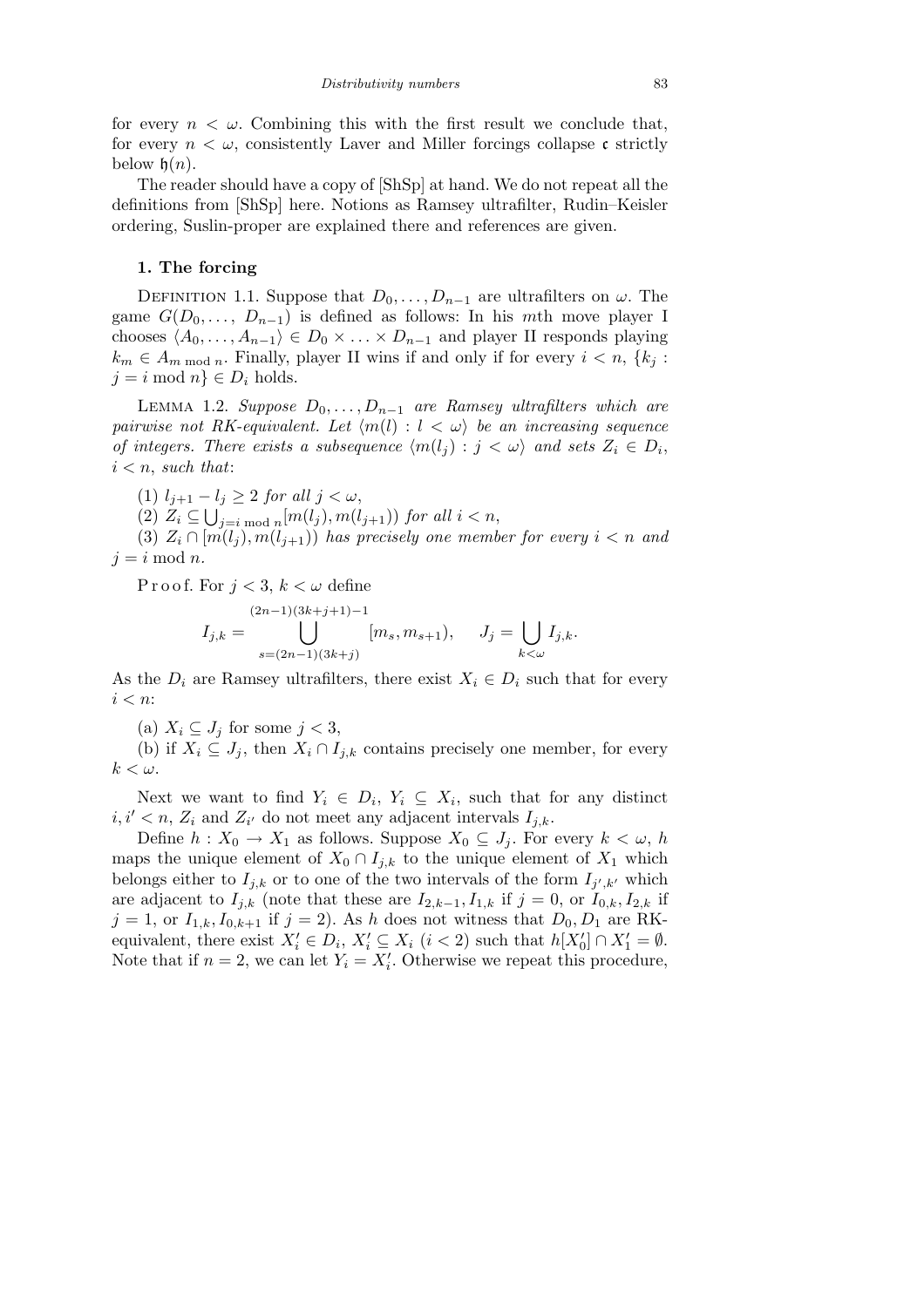for every $n < \omega$. Combining this with the first result we conclude that, for every $n < \omega$, consistently Laver and Miller forcings collapse $\mathfrak{c}$ strictly below $\mathfrak{h}(n)$.

The reader should have a copy of [ShSp] at hand. We do not repeat all the definitions from [ShSp] here. Notions as Ramsey ultrafilter, Rudin–Keisler ordering, Suslin-proper are explained there and references are given.

## 1. The forcing

DEFINITION 1.1. Suppose that $D_0, \ldots, D_{n-1}$ are ultrafilters on $\omega$. The game $G(D_0, \ldots, D_{n-1})$ is defined as follows: In his $m$th move player I chooses $\langle A_0, \ldots, A_{n-1}\rangle \in D_0 \times \ldots \times D_{n-1}$ and player II responds playing $k_m \in A_{m \bmod n}$. Finally, player II wins if and only if for every $i < n$, $\{k_j : j = i \bmod n\} \in D_i$ holds.

LEMMA 1.2. *Suppose $D_0, \ldots, D_{n-1}$ are Ramsey ultrafilters which are pairwise not RK-equivalent. Let $\langle m(l) : l < \omega\rangle$ be an increasing sequence of integers. There exists a subsequence $\langle m(l_j) : j < \omega\rangle$ and sets $Z_i \in D_i$, $i < n$, such that*:

(1) *$l_{j+1} - l_j \geq 2$ for all $j < \omega$,*

(2) *$Z_i \subseteq \bigcup_{j=i \bmod n} [m(l_j), m(l_{j+1}))$ for all $i < n$,*

(3) *$Z_i \cap [m(l_j), m(l_{j+1}))$ has precisely one member for every $i < n$ and $j = i \bmod n$.*

Proof. For $j < 3$, $k < \omega$ define

$$I_{j,k} = \bigcup_{s=(2n-1)(3k+j)}^{(2n-1)(3k+j+1)-1} [m_s, m_{s+1}), \qquad J_j = \bigcup_{k<\omega} I_{j,k}.$$

As the $D_i$ are Ramsey ultrafilters, there exist $X_i \in D_i$ such that for every $i < n$:

(a) $X_i \subseteq J_j$ for some $j < 3$,

(b) if $X_i \subseteq J_j$, then $X_i \cap I_{j,k}$ contains precisely one member, for every $k < \omega$.

Next we want to find $Y_i \in D_i$, $Y_i \subseteq X_i$, such that for any distinct $i, i' < n$, $Z_i$ and $Z_{i'}$ do not meet any adjacent intervals $I_{j,k}$.

Define $h : X_0 \to X_1$ as follows. Suppose $X_0 \subseteq J_j$. For every $k < \omega$, $h$ maps the unique element of $X_0 \cap I_{j,k}$ to the unique element of $X_1$ which belongs either to $I_{j,k}$ or to one of the two intervals of the form $I_{j',k'}$ which are adjacent to $I_{j,k}$ (note that these are $I_{2,k-1}, I_{1,k}$ if $j = 0$, or $I_{0,k}, I_{2,k}$ if $j = 1$, or $I_{1,k}, I_{0,k+1}$ if $j = 2$). As $h$ does not witness that $D_0, D_1$ are RK-equivalent, there exist $X_i' \in D_i$, $X_i' \subseteq X_i$ $(i < 2)$ such that $h[X_0'] \cap X_1' = \emptyset$. Note that if $n = 2$, we can let $Y_i = X_i'$. Otherwise we repeat this procedure,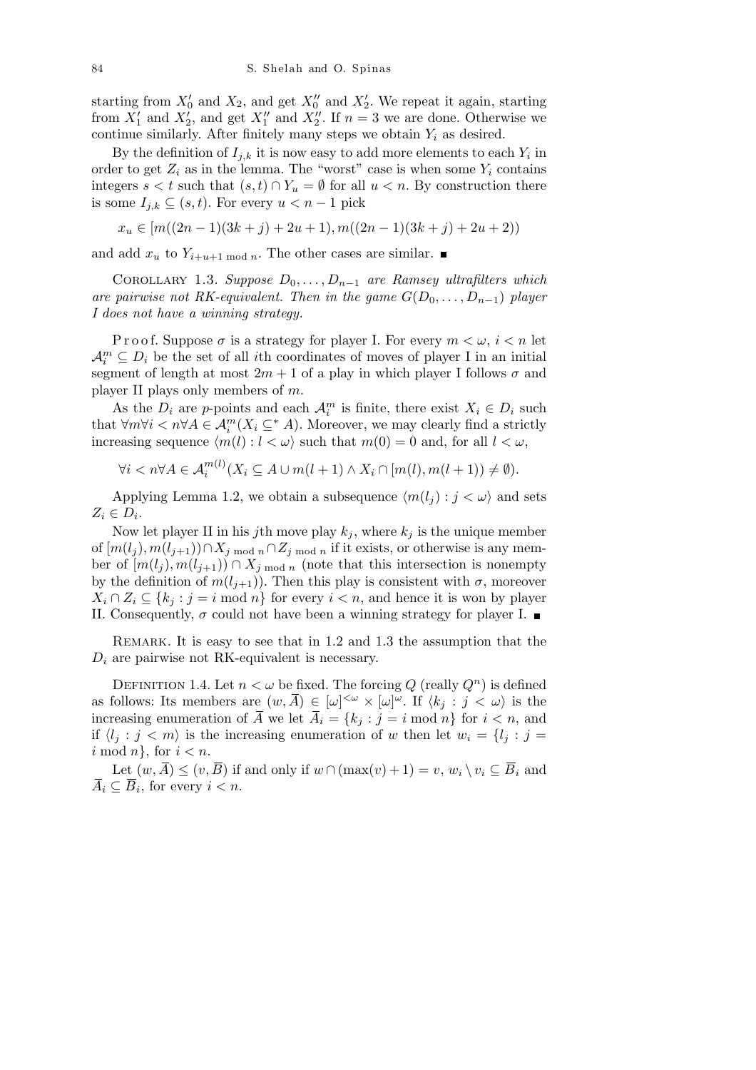starting from $X_0'$ and $X_2$, and get $X_0''$ and $X_2'$. We repeat it again, starting from $X_1'$ and $X_2'$, and get $X_1''$ and $X_2''$. If $n = 3$ we are done. Otherwise we continue similarly. After finitely many steps we obtain $Y_i$ as desired.

By the definition of $I_{j,k}$ it is now easy to add more elements to each $Y_i$ in order to get $Z_i$ as in the lemma. The "worst" case is when some $Y_i$ contains integers $s < t$ such that $(s,t) \cap Y_u = \emptyset$ for all $u < n$. By construction there is some $I_{j,k} \subseteq (s,t)$. For every $u < n-1$ pick

$$x_u \in [m((2n-1)(3k+j)+2u+1), m((2n-1)(3k+j)+2u+2))$$

and add $x_u$ to $Y_{i+u+1 \bmod n}$. The other cases are similar. ∎

COROLLARY 1.3. *Suppose $D_0, \ldots, D_{n-1}$ are Ramsey ultrafilters which are pairwise not RK-equivalent. Then in the game $G(D_0, \ldots, D_{n-1})$ player I does not have a winning strategy.*

Proof. Suppose $\sigma$ is a strategy for player I. For every $m < \omega$, $i < n$ let $\mathcal{A}_i^m \subseteq D_i$ be the set of all $i$th coordinates of moves of player I in an initial segment of length at most $2m+1$ of a play in which player I follows $\sigma$ and player II plays only members of $m$.

As the $D_i$ are $p$-points and each $\mathcal{A}_i^m$ is finite, there exist $X_i \in D_i$ such that $\forall m \forall i < n \forall A \in \mathcal{A}_i^m (X_i \subseteq^* A)$. Moreover, we may clearly find a strictly increasing sequence $\langle m(l) : l < \omega \rangle$ such that $m(0) = 0$ and, for all $l < \omega$,

$$\forall i < n \forall A \in \mathcal{A}_i^{m(l)} (X_i \subseteq A \cup m(l+1) \wedge X_i \cap [m(l), m(l+1)) \neq \emptyset).$$

Applying Lemma 1.2, we obtain a subsequence $\langle m(l_j) : j < \omega \rangle$ and sets $Z_i \in D_i$.

Now let player II in his $j$th move play $k_j$, where $k_j$ is the unique member of $[m(l_j), m(l_{j+1})) \cap X_{j \bmod n} \cap Z_{j \bmod n}$ if it exists, or otherwise is any member of $[m(l_j), m(l_{j+1})) \cap X_{j \bmod n}$ (note that this intersection is nonempty by the definition of $m(l_{j+1})$). Then this play is consistent with $\sigma$, moreover $X_i \cap Z_i \subseteq \{k_j : j = i \bmod n\}$ for every $i < n$, and hence it is won by player II. Consequently, $\sigma$ could not have been a winning strategy for player I. ∎

REMARK. It is easy to see that in 1.2 and 1.3 the assumption that the $D_i$ are pairwise not RK-equivalent is necessary.

DEFINITION 1.4. Let $n < \omega$ be fixed. The forcing $Q$ (really $Q^n$) is defined as follows: Its members are $(w, \overline{A}) \in [\omega]^{<\omega} \times [\omega]^{\omega}$. If $\langle k_j : j < \omega \rangle$ is the increasing enumeration of $\overline{A}$ we let $\overline{A}_i = \{k_j : j = i \bmod n\}$ for $i < n$, and if $\langle l_j : j < m \rangle$ is the increasing enumeration of $w$ then let $w_i = \{l_j : j = i \bmod n\}$, for $i < n$.

Let $(w, \overline{A}) \leq (v, \overline{B})$ if and only if $w \cap (\max(v)+1) = v$, $w_i \setminus v_i \subseteq \overline{B}_i$ and $\overline{A}_i \subseteq \overline{B}_i$, for every $i < n$.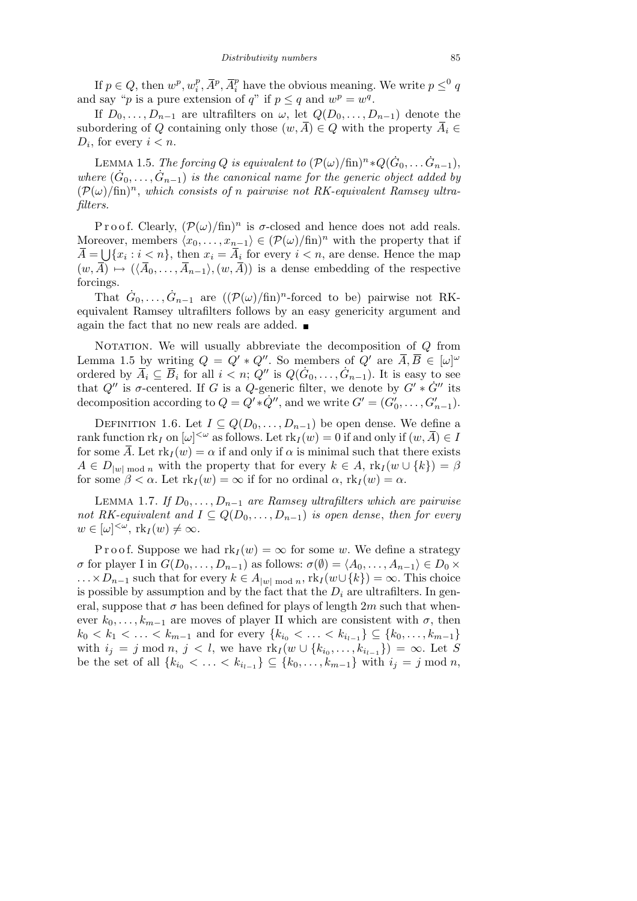If $p \in Q$, then $w^p, w_i^p, \overline{A}^p, \overline{A}_i^p$ have the obvious meaning. We write $p \le^0 q$ and say "$p$ is a pure extension of $q$" if $p \le q$ and $w^p = w^q$.

If $D_0, \ldots, D_{n-1}$ are ultrafilters on $\omega$, let $Q(D_0, \ldots, D_{n-1})$ denote the subordering of $Q$ containing only those $(w, \overline{A}) \in Q$ with the property $\overline{A}_i \in D_i$, for every $i < n$.

Lemma 1.5. *The forcing $Q$ is equivalent to $(\mathcal{P}(\omega)/\mathrm{fin})^n * Q(\dot{G}_0, \ldots \dot{G}_{n-1})$, where $(\dot{G}_0, \ldots, \dot{G}_{n-1})$ is the canonical name for the generic object added by $(\mathcal{P}(\omega)/\mathrm{fin})^n$, which consists of $n$ pairwise not RK-equivalent Ramsey ultrafilters.*

Proof. Clearly, $(\mathcal{P}(\omega)/\mathrm{fin})^n$ is $\sigma$-closed and hence does not add reals. Moreover, members $\langle x_0, \ldots, x_{n-1}\rangle \in (\mathcal{P}(\omega)/\mathrm{fin})^n$ with the property that if $\overline{A} = \bigcup\{x_i : i < n\}$, then $x_i = \overline{A}_i$ for every $i < n$, are dense. Hence the map $(w, \overline{A}) \mapsto (\langle \overline{A}_0, \ldots, \overline{A}_{n-1}\rangle, (w, \overline{A}))$ is a dense embedding of the respective forcings.

That $\dot{G}_0, \ldots, \dot{G}_{n-1}$ are ($(\mathcal{P}(\omega)/\mathrm{fin})^n$-forced to be) pairwise not RK-equivalent Ramsey ultrafilters follows by an easy genericity argument and again the fact that no new reals are added. ∎

Notation. We will usually abbreviate the decomposition of $Q$ from Lemma 1.5 by writing $Q = Q' * Q''$. So members of $Q'$ are $\overline{A}, \overline{B} \in [\omega]^\omega$ ordered by $\overline{A}_i \subseteq \overline{B}_i$ for all $i < n$; $Q''$ is $Q(\dot{G}_0, \ldots, \dot{G}_{n-1})$. It is easy to see that $Q''$ is $\sigma$-centered. If $G$ is a $Q$-generic filter, we denote by $G' * \dot{G}''$ its decomposition according to $Q = Q' * \dot{Q}''$, and we write $G' = (G_0', \ldots, G_{n-1}')$.

Definition 1.6. Let $I \subseteq Q(D_0, \ldots, D_{n-1})$ be open dense. We define a rank function $\mathrm{rk}_I$ on $[\omega]^{<\omega}$ as follows. Let $\mathrm{rk}_I(w) = 0$ if and only if $(w, \overline{A}) \in I$ for some $\overline{A}$. Let $\mathrm{rk}_I(w) = \alpha$ if and only if $\alpha$ is minimal such that there exists $A \in D_{|w| \bmod n}$ with the property that for every $k \in A$, $\mathrm{rk}_I(w \cup \{k\}) = \beta$ for some $\beta < \alpha$. Let $\mathrm{rk}_I(w) = \infty$ if for no ordinal $\alpha$, $\mathrm{rk}_I(w) = \alpha$.

Lemma 1.7. *If $D_0, \ldots, D_{n-1}$ are Ramsey ultrafilters which are pairwise not RK-equivalent and $I \subseteq Q(D_0, \ldots, D_{n-1})$ is open dense, then for every $w \in [\omega]^{<\omega}$, $\mathrm{rk}_I(w) \neq \infty$.*

Proof. Suppose we had $\mathrm{rk}_I(w) = \infty$ for some $w$. We define a strategy $\sigma$ for player I in $G(D_0, \ldots, D_{n-1})$ as follows: $\sigma(\emptyset) = \langle A_0, \ldots, A_{n-1}\rangle \in D_0 \times \ldots \times D_{n-1}$ such that for every $k \in A_{|w| \bmod n}$, $\mathrm{rk}_I(w \cup \{k\}) = \infty$. This choice is possible by assumption and by the fact that the $D_i$ are ultrafilters. In general, suppose that $\sigma$ has been defined for plays of length $2m$ such that whenever $k_0, \ldots, k_{m-1}$ are moves of player II which are consistent with $\sigma$, then $k_0 < k_1 < \ldots < k_{m-1}$ and for every $\{k_{i_0} < \ldots < k_{i_{l-1}}\} \subseteq \{k_0, \ldots, k_{m-1}\}$ with $i_j = j \bmod n$, $j < l$, we have $\mathrm{rk}_I(w \cup \{k_{i_0}, \ldots, k_{i_{l-1}}\}) = \infty$. Let $S$ be the set of all $\{k_{i_0} < \ldots < k_{i_{l-1}}\} \subseteq \{k_0, \ldots, k_{m-1}\}$ with $i_j = j \bmod n$,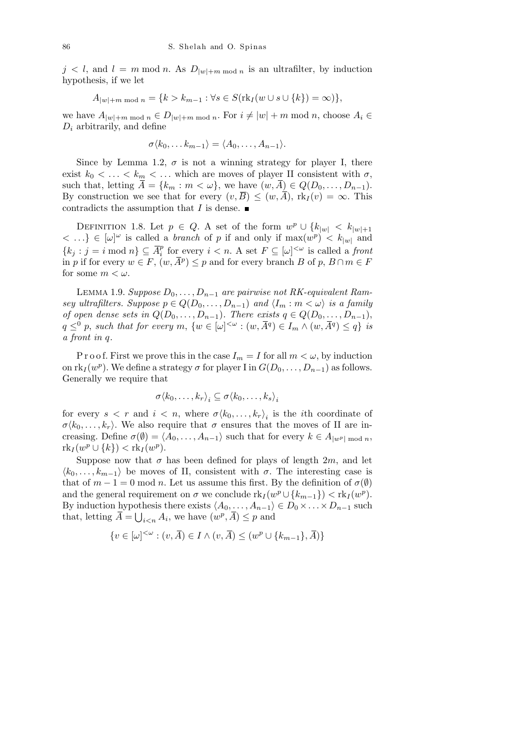$j < l$, and $l = m \bmod n$. As $D_{|w|+m \bmod n}$ is an ultrafilter, by induction hypothesis, if we let

$$A_{|w|+m \bmod n} = \{k > k_{m-1} : \forall s \in S(\mathrm{rk}_I(w \cup s \cup \{k\}) = \infty)\},$$

we have $A_{|w|+m \bmod n} \in D_{|w|+m \bmod n}$. For $i \neq |w| + m \bmod n$, choose $A_i \in D_i$ arbitrarily, and define

$$\sigma\langle k_0, \ldots k_{m-1}\rangle = \langle A_0, \ldots, A_{n-1}\rangle.$$

Since by Lemma 1.2, $\sigma$ is not a winning strategy for player I, there exist $k_0 < \ldots < k_m < \ldots$ which are moves of player II consistent with $\sigma$, such that, letting $\overline{A} = \{k_m : m < \omega\}$, we have $(w, \overline{A}) \in Q(D_0, \ldots, D_{n-1})$. By construction we see that for every $(v, \overline{B}) \le (w, \overline{A})$, $\mathrm{rk}_I(v) = \infty$. This contradicts the assumption that $I$ is dense. ∎

Definition 1.8. Let $p \in Q$. A set of the form $w^p \cup \{k_{|w|} < k_{|w|+1} < \ldots\} \in [\omega]^\omega$ is called a *branch* of $p$ if and only if $\max(w^p) < k_{|w|}$ and $\{k_j : j = i \bmod n\} \subseteq \overline{A}_i^p$ for every $i < n$. A set $F \subseteq [\omega]^{<\omega}$ is called a *front* in $p$ if for every $w \in F$, $(w, \overline{A}^p) \le p$ and for every branch $B$ of $p$, $B \cap m \in F$ for some $m < \omega$.

Lemma 1.9. *Suppose $D_0, \ldots, D_{n-1}$ are pairwise not RK-equivalent Ramsey ultrafilters. Suppose $p \in Q(D_0, \ldots, D_{n-1})$ and $\langle I_m : m < \omega\rangle$ is a family of open dense sets in $Q(D_0, \ldots, D_{n-1})$. There exists $q \in Q(D_0, \ldots, D_{n-1})$, $q \le^0 p$, such that for every $m$, $\{w \in [\omega]^{<\omega} : (w, \overline{A}^q) \in I_m \wedge (w, \overline{A}^q) \le q\}$ is a front in $q$.*

Proof. First we prove this in the case $I_m = I$ for all $m < \omega$, by induction on $\mathrm{rk}_I(w^p)$. We define a strategy $\sigma$ for player I in $G(D_0, \ldots, D_{n-1})$ as follows. Generally we require that

$$\sigma\langle k_0, \ldots, k_r\rangle_i \subseteq \sigma\langle k_0, \ldots, k_s\rangle_i$$

for every $s < r$ and $i < n$, where $\sigma\langle k_0, \ldots, k_r\rangle_i$ is the $i$th coordinate of $\sigma\langle k_0, \ldots, k_r\rangle$. We also require that $\sigma$ ensures that the moves of II are increasing. Define $\sigma(\emptyset) = \langle A_0, \ldots, A_{n-1}\rangle$ such that for every $k \in A_{|w^p| \bmod n}$, $\mathrm{rk}_I(w^p \cup \{k\}) < \mathrm{rk}_I(w^p)$.

Suppose now that $\sigma$ has been defined for plays of length $2m$, and let $\langle k_0, \ldots, k_{m-1}\rangle$ be moves of II, consistent with $\sigma$. The interesting case is that of $m - 1 = 0 \bmod n$. Let us assume this first. By the definition of $\sigma(\emptyset)$ and the general requirement on $\sigma$ we conclude $\mathrm{rk}_I(w^p \cup \{k_{m-1}\}) < \mathrm{rk}_I(w^p)$. By induction hypothesis there exists $\langle A_0, \ldots, A_{n-1}\rangle \in D_0 \times \ldots \times D_{n-1}$ such that, letting $\overline{A} = \bigcup_{i<n} A_i$, we have $(w^p, \overline{A}) \le p$ and

$$\{v \in [\omega]^{<\omega} : (v, \overline{A}) \in I \wedge (v, \overline{A}) \le (w^p \cup \{k_{m-1}\}, \overline{A})\}$$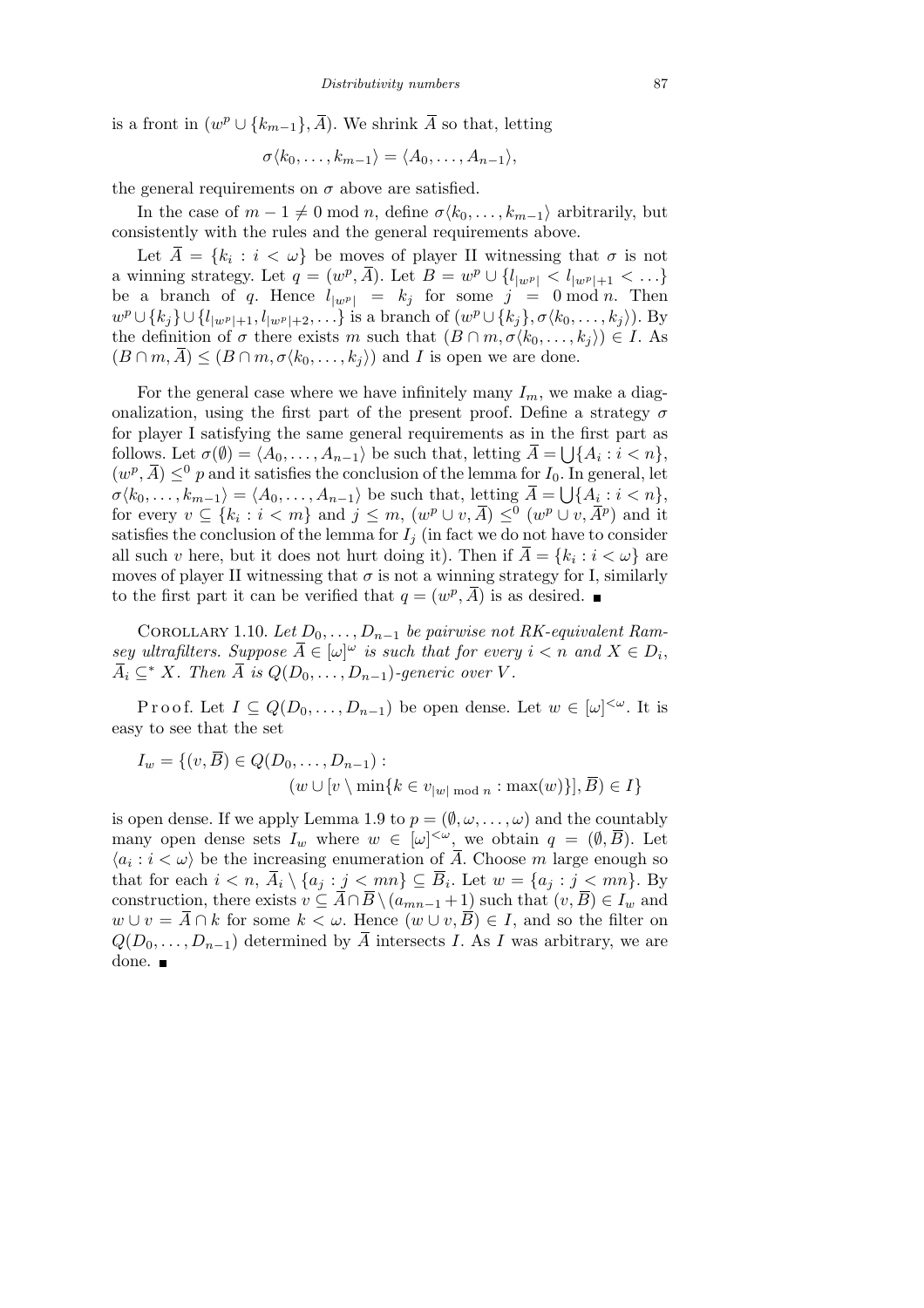is a front in $(w^p \cup \{k_{m-1}\}, \overline{A})$. We shrink $\overline{A}$ so that, letting

$$\sigma\langle k_0, \ldots, k_{m-1}\rangle = \langle A_0, \ldots, A_{n-1}\rangle,$$

the general requirements on $\sigma$ above are satisfied.

In the case of $m - 1 \neq 0 \bmod n$, define $\sigma\langle k_0, \ldots, k_{m-1}\rangle$ arbitrarily, but consistently with the rules and the general requirements above.

Let $\overline{A} = \{k_i : i < \omega\}$ be moves of player II witnessing that $\sigma$ is not a winning strategy. Let $q = (w^p, \overline{A})$. Let $B = w^p \cup \{l_{|w^p|} < l_{|w^p|+1} < \ldots\}$ be a branch of $q$. Hence $l_{|w^p|} = k_j$ for some $j = 0 \bmod n$. Then $w^p \cup \{k_j\} \cup \{l_{|w^p|+1}, l_{|w^p|+2}, \ldots\}$ is a branch of $(w^p \cup \{k_j\}, \sigma\langle k_0, \ldots, k_j\rangle)$. By the definition of $\sigma$ there exists $m$ such that $(B \cap m, \sigma\langle k_0, \ldots, k_j\rangle) \in I$. As $(B \cap m, \overline{A}) \leq (B \cap m, \sigma\langle k_0, \ldots, k_j\rangle)$ and $I$ is open we are done.

For the general case where we have infinitely many $I_m$, we make a diagonalization, using the first part of the present proof. Define a strategy $\sigma$ for player I satisfying the same general requirements as in the first part as follows. Let $\sigma(\emptyset) = \langle A_0, \ldots, A_{n-1}\rangle$ be such that, letting $\overline{A} = \bigcup\{A_i : i < n\}$, $(w^p, \overline{A}) \leq^0 p$ and it satisfies the conclusion of the lemma for $I_0$. In general, let $\sigma\langle k_0, \ldots, k_{m-1}\rangle = \langle A_0, \ldots, A_{n-1}\rangle$ be such that, letting $\overline{A} = \bigcup\{A_i : i < n\}$, for every $v \subseteq \{k_i : i < m\}$ and $j \leq m$, $(w^p \cup v, \overline{A}) \leq^0 (w^p \cup v, \overline{A}^p)$ and it satisfies the conclusion of the lemma for $I_j$ (in fact we do not have to consider all such $v$ here, but it does not hurt doing it). Then if $\overline{A} = \{k_i : i < \omega\}$ are moves of player II witnessing that $\sigma$ is not a winning strategy for I, similarly to the first part it can be verified that $q = (w^p, \overline{A})$ is as desired. ∎

Corollary 1.10. *Let $D_0, \ldots, D_{n-1}$ be pairwise not RK-equivalent Ramsey ultrafilters. Suppose $\overline{A} \in [\omega]^\omega$ is such that for every $i < n$ and $X \in D_i$, $\overline{A}_i \subseteq^* X$. Then $\overline{A}$ is $Q(D_0, \ldots, D_{n-1})$-generic over $V$.*

Proof. Let $I \subseteq Q(D_0, \ldots, D_{n-1})$ be open dense. Let $w \in [\omega]^{<\omega}$. It is easy to see that the set

$$I_w = \{(v, \overline{B}) \in Q(D_0, \ldots, D_{n-1}) : (w \cup [v \setminus \min\{k \in v_{|w| \bmod n} : \max(w)\}], \overline{B}) \in I\}$$

is open dense. If we apply Lemma 1.9 to $p = (\emptyset, \omega, \ldots, \omega)$ and the countably many open dense sets $I_w$ where $w \in [\omega]^{<\omega}$, we obtain $q = (\emptyset, \overline{B})$. Let $\langle a_i : i < \omega\rangle$ be the increasing enumeration of $\overline{A}$. Choose $m$ large enough so that for each $i < n$, $\overline{A}_i \setminus \{a_j : j < mn\} \subseteq \overline{B}_i$. Let $w = \{a_j : j < mn\}$. By construction, there exists $v \subseteq \overline{A} \cap \overline{B} \setminus (a_{mn-1} + 1)$ such that $(v, \overline{B}) \in I_w$ and $w \cup v = \overline{A} \cap k$ for some $k < \omega$. Hence $(w \cup v, \overline{B}) \in I$, and so the filter on $Q(D_0, \ldots, D_{n-1})$ determined by $\overline{A}$ intersects $I$. As $I$ was arbitrary, we are done. ∎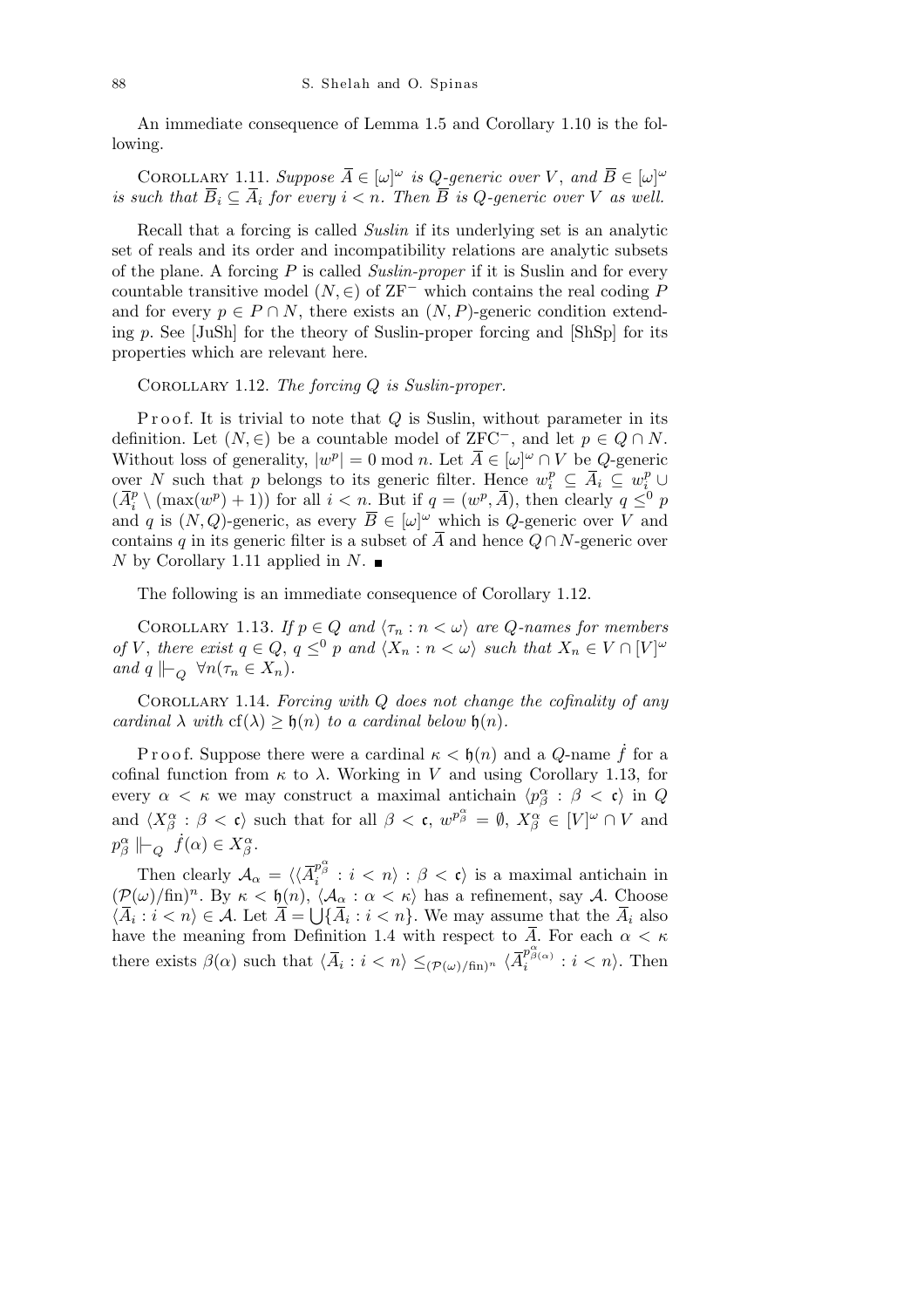An immediate consequence of Lemma 1.5 and Corollary 1.10 is the following.

Corollary 1.11. *Suppose $\overline{A} \in [\omega]^\omega$ is $Q$-generic over $V$, and $\overline{B} \in [\omega]^\omega$ is such that $\overline{B}_i \subseteq \overline{A}_i$ for every $i < n$. Then $\overline{B}$ is $Q$-generic over $V$ as well.*

Recall that a forcing is called *Suslin* if its underlying set is an analytic set of reals and its order and incompatibility relations are analytic subsets of the plane. A forcing $P$ is called *Suslin-proper* if it is Suslin and for every countable transitive model $(N, \in)$ of $\mathrm{ZF}^-$ which contains the real coding $P$ and for every $p \in P \cap N$, there exists an $(N, P)$-generic condition extending $p$. See [JuSh] for the theory of Suslin-proper forcing and [ShSp] for its properties which are relevant here.

Corollary 1.12. *The forcing $Q$ is Suslin-proper.*

Proof. It is trivial to note that $Q$ is Suslin, without parameter in its definition. Let $(N, \in)$ be a countable model of $\mathrm{ZFC}^-$, and let $p \in Q \cap N$. Without loss of generality, $|w^p| = 0 \bmod n$. Let $\overline{A} \in [\omega]^\omega \cap V$ be $Q$-generic over $N$ such that $p$ belongs to its generic filter. Hence $w_i^p \subseteq \overline{A}_i \subseteq w_i^p \cup (\overline{A}_i^p \setminus (\max(w^p) + 1))$ for all $i < n$. But if $q = (w^p, \overline{A})$, then clearly $q \leq^0 p$ and $q$ is $(N, Q)$-generic, as every $\overline{B} \in [\omega]^\omega$ which is $Q$-generic over $V$ and contains $q$ in its generic filter is a subset of $\overline{A}$ and hence $Q \cap N$-generic over $N$ by Corollary 1.11 applied in $N$. ∎

The following is an immediate consequence of Corollary 1.12.

Corollary 1.13. *If $p \in Q$ and $\langle \tau_n : n < \omega \rangle$ are $Q$-names for members of $V$, there exist $q \in Q$, $q \leq^0 p$ and $\langle X_n : n < \omega \rangle$ such that $X_n \in V \cap [V]^\omega$ and $q \Vdash_Q \forall n (\tau_n \in X_n)$.*

Corollary 1.14. *Forcing with $Q$ does not change the cofinality of any cardinal $\lambda$ with $\mathrm{cf}(\lambda) \geq \mathfrak{h}(n)$ to a cardinal below $\mathfrak{h}(n)$.*

Proof. Suppose there were a cardinal $\kappa < \mathfrak{h}(n)$ and a $Q$-name $\dot{f}$ for a cofinal function from $\kappa$ to $\lambda$. Working in $V$ and using Corollary 1.13, for every $\alpha < \kappa$ we may construct a maximal antichain $\langle p_\beta^\alpha : \beta < \mathfrak{c} \rangle$ in $Q$ and $\langle X_\beta^\alpha : \beta < \mathfrak{c} \rangle$ such that for all $\beta < \mathfrak{c}$, $w^{p_\beta^\alpha} = \emptyset$, $X_\beta^\alpha \in [V]^\omega \cap V$ and $p_\beta^\alpha \Vdash_Q \dot{f}(\alpha) \in X_\beta^\alpha$.

Then clearly $\mathcal{A}_\alpha = \langle \langle \overline{A}_i^{p_\beta^\alpha} : i < n \rangle : \beta < \mathfrak{c} \rangle$ is a maximal antichain in $(\mathcal{P}(\omega)/\mathrm{fin})^n$. By $\kappa < \mathfrak{h}(n)$, $\langle \mathcal{A}_\alpha : \alpha < \kappa \rangle$ has a refinement, say $\mathcal{A}$. Choose $\langle \overline{A}_i : i < n \rangle \in \mathcal{A}$. Let $\overline{A} = \bigcup \{ \overline{A}_i : i < n \}$. We may assume that the $\overline{A}_i$ also have the meaning from Definition 1.4 with respect to $\overline{A}$. For each $\alpha < \kappa$ there exists $\beta(\alpha)$ such that $\langle \overline{A}_i : i < n \rangle \leq_{(\mathcal{P}(\omega)/\mathrm{fin})^n} \langle \overline{A}_i^{p_{\beta(\alpha)}^\alpha} : i < n \rangle$. Then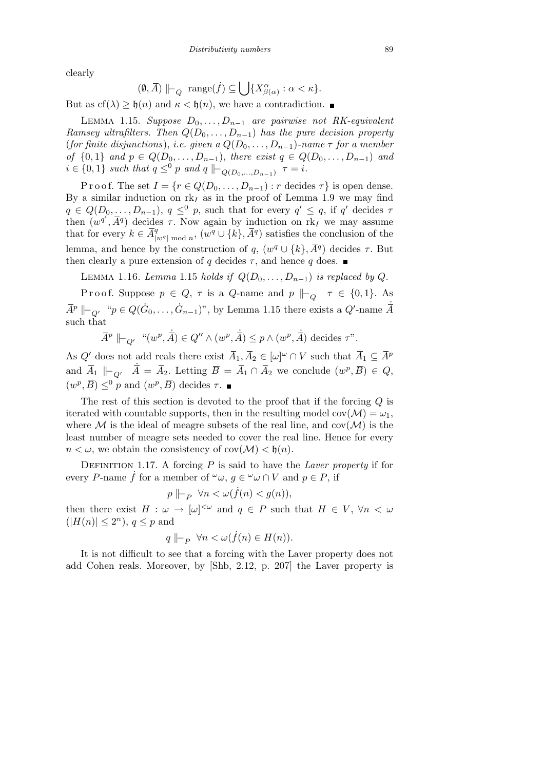clearly

$$(\emptyset, \overline{A}) \Vdash_Q \text{ range}(\dot{f}) \subseteq \bigcup \{X^\alpha_{\beta(\alpha)} : \alpha < \kappa\}.$$

But as $\mathrm{cf}(\lambda) \geq \mathfrak{h}(n)$ and $\kappa < \mathfrak{h}(n)$, we have a contradiction. ■

Lemma 1.15. *Suppose $D_0, \ldots, D_{n-1}$ are pairwise not RK-equivalent Ramsey ultrafilters. Then $Q(D_0, \ldots, D_{n-1})$ has the pure decision property (for finite disjunctions), i.e. given a $Q(D_0, \ldots, D_{n-1})$-name $\tau$ for a member of $\{0,1\}$ and $p \in Q(D_0, \ldots, D_{n-1})$, there exist $q \in Q(D_0, \ldots, D_{n-1})$ and $i \in \{0,1\}$ such that $q \leq^0 p$ and $q \Vdash_{Q(D_0,\ldots,D_{n-1})} \tau = i$.*

Proof. The set $I = \{r \in Q(D_0, \ldots, D_{n-1}) : r \text{ decides } \tau\}$ is open dense. By a similar induction on $\mathrm{rk}_I$ as in the proof of Lemma 1.9 we may find $q \in Q(D_0, \ldots, D_{n-1})$, $q \leq^0 p$, such that for every $q' \leq q$, if $q'$ decides $\tau$ then $(w^{q'}, \overline{A}^q)$ decides $\tau$. Now again by induction on $\mathrm{rk}_I$ we may assume that for every $k \in \overline{A}^q_{|w^q| \bmod n}$, $(w^q \cup \{k\}, \overline{A}^q)$ satisfies the conclusion of the lemma, and hence by the construction of $q$, $(w^q \cup \{k\}, \overline{A}^q)$ decides $\tau$. But then clearly a pure extension of $q$ decides $\tau$, and hence $q$ does. ■

Lemma 1.16. *Lemma* 1.15 *holds if $Q(D_0, \ldots, D_{n-1})$ is replaced by $Q$.*

Proof. Suppose $p \in Q$, $\tau$ is a $Q$-name and $p \Vdash_Q \tau \in \{0,1\}$. As $\overline{A}^p \Vdash_{Q'}$ "$p \in Q(\dot{G}_0, \ldots, \dot{G}_{n-1})$", by Lemma 1.15 there exists a $Q'$-name $\dot{\overline{A}}$ such that

$$\overline{A}^p \Vdash_{Q'} \text{“}(w^p, \dot{\overline{A}}) \in Q'' \wedge (w^p, \dot{\overline{A}}) \leq p \wedge (w^p, \dot{\overline{A}}) \text{ decides } \tau\text{”}.$$

As $Q'$ does not add reals there exist $\overline{A}_1, \overline{A}_2 \in [\omega]^\omega \cap V$ such that $\overline{A}_1 \subseteq \overline{A}^p$ and $\overline{A}_1 \Vdash_{Q'} \dot{\overline{A}} = \overline{A}_2$. Letting $\overline{B} = \overline{A}_1 \cap \overline{A}_2$ we conclude $(w^p, \overline{B}) \in Q$, $(w^p, \overline{B}) \leq^0 p$ and $(w^p, \overline{B})$ decides $\tau$. ■

The rest of this section is devoted to the proof that if the forcing $Q$ is iterated with countable supports, then in the resulting model $\mathrm{cov}(\mathcal{M}) = \omega_1$, where $\mathcal{M}$ is the ideal of meagre subsets of the real line, and $\mathrm{cov}(\mathcal{M})$ is the least number of meagre sets needed to cover the real line. Hence for every $n < \omega$, we obtain the consistency of $\mathrm{cov}(\mathcal{M}) < \mathfrak{h}(n)$.

Definition 1.17. A forcing $P$ is said to have the *Laver property* if for every $P$-name $\dot{f}$ for a member of ${}^\omega\omega$, $g \in {}^\omega\omega \cap V$ and $p \in P$, if

$$p \Vdash_P \forall n < \omega (\dot{f}(n) < g(n)),$$

then there exist $H : \omega \to [\omega]^{<\omega}$ and $q \in P$ such that $H \in V$, $\forall n < \omega$ $(|H(n)| \leq 2^n)$, $q \leq p$ and

$$q \Vdash_P \forall n < \omega (\dot{f}(n) \in H(n)).$$

It is not difficult to see that a forcing with the Laver property does not add Cohen reals. Moreover, by [Shb, 2.12, p. 207] the Laver property is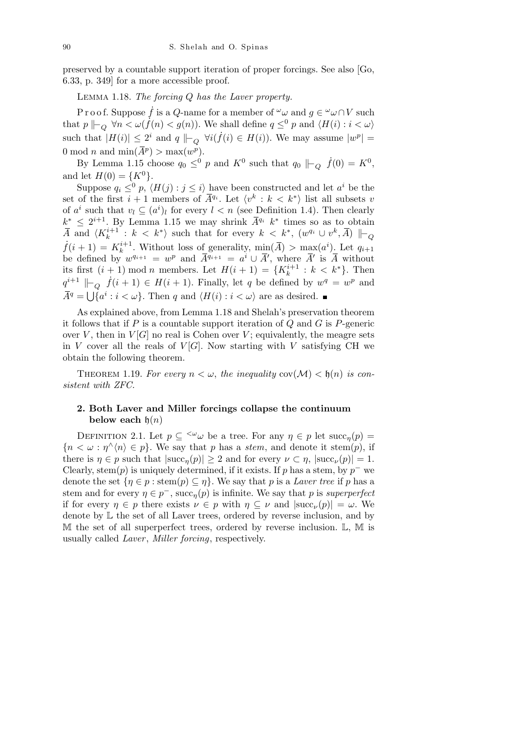preserved by a countable support iteration of proper forcings. See also [Go, 6.33, p. 349] for a more accessible proof.

Lemma 1.18. *The forcing $Q$ has the Laver property.*

Proof. Suppose $\dot{f}$ is a $Q$-name for a member of ${}^{\omega}\omega$ and $g \in {}^{\omega}\omega \cap V$ such that $p \Vdash_Q \forall n < \omega(\dot{f}(n) < g(n))$. We shall define $q \leq^0 p$ and $\langle H(i) : i < \omega\rangle$ such that $|H(i)| \leq 2^i$ and $q \Vdash_Q \forall i(\dot{f}(i) \in H(i))$. We may assume $|w^p| = 0 \bmod n$ and $\min(\overline{A}^p) > \max(w^p)$.

By Lemma 1.15 choose $q_0 \leq^0 p$ and $K^0$ such that $q_0 \Vdash_Q \dot{f}(0) = K^0$, and let $H(0) = \{K^0\}$.

Suppose $q_i \leq^0 p$, $\langle H(j) : j \leq i\rangle$ have been constructed and let $a^i$ be the set of the first $i+1$ members of $\overline{A}^{q_i}$. Let $\langle v^k : k < k^*\rangle$ list all subsets $v$ of $a^i$ such that $v_l \subseteq (a^i)_l$ for every $l < n$ (see Definition 1.4). Then clearly $k^* \leq 2^{i+1}$. By Lemma 1.15 we may shrink $\overline{A}^{q_i}$ $k^*$ times so as to obtain $\overline{A}$ and $\langle K_k^{i+1} : k < k^*\rangle$ such that for every $k < k^*$, $(w^{q_i} \cup v^k, \overline{A}) \Vdash_Q \dot{f}(i+1) = K_k^{i+1}$. Without loss of generality, $\min(\overline{A}) > \max(a^i)$. Let $q_{i+1}$ be defined by $w^{q_{i+1}} = w^p$ and $\overline{A}^{q_{i+1}} = a^i \cup \overline{A}'$, where $\overline{A}'$ is $\overline{A}$ without its first $(i+1) \bmod n$ members. Let $H(i+1) = \{K_k^{i+1} : k < k^*\}$. Then $q^{i+1} \Vdash_Q \dot{f}(i+1) \in H(i+1)$. Finally, let $q$ be defined by $w^q = w^p$ and $\overline{A}^q = \bigcup\{a^i : i < \omega\}$. Then $q$ and $\langle H(i) : i < \omega\rangle$ are as desired. ∎

As explained above, from Lemma 1.18 and Shelah's preservation theorem it follows that if $P$ is a countable support iteration of $Q$ and $G$ is $P$-generic over $V$, then in $V[G]$ no real is Cohen over $V$; equivalently, the meagre sets in $V$ cover all the reals of $V[G]$. Now starting with $V$ satisfying CH we obtain the following theorem.

Theorem 1.19. *For every $n < \omega$, the inequality $\mathrm{cov}(\mathcal{M}) < \mathfrak{h}(n)$ is consistent with ZFC.*

## 2. Both Laver and Miller forcings collapse the continuum below each $\mathfrak{h}(n)$

Definition 2.1. Let $p \subseteq {}^{<\omega}\omega$ be a tree. For any $\eta \in p$ let $\mathrm{succ}_\eta(p) = \{n < \omega : \eta^\wedge\langle n\rangle \in p\}$. We say that $p$ has a *stem*, and denote it $\mathrm{stem}(p)$, if there is $\eta \in p$ such that $|\mathrm{succ}_\eta(p)| \geq 2$ and for every $\nu \subset \eta$, $|\mathrm{succ}_\nu(p)| = 1$. Clearly, $\mathrm{stem}(p)$ is uniquely determined, if it exists. If $p$ has a stem, by $p^-$ we denote the set $\{\eta \in p : \mathrm{stem}(p) \subseteq \eta\}$. We say that $p$ is a *Laver tree* if $p$ has a stem and for every $\eta \in p^-$, $\mathrm{succ}_\eta(p)$ is infinite. We say that $p$ is *superperfect* if for every $\eta \in p$ there exists $\nu \in p$ with $\eta \subseteq \nu$ and $|\mathrm{succ}_\nu(p)| = \omega$. We denote by $\mathbb{L}$ the set of all Laver trees, ordered by reverse inclusion, and by $\mathbb{M}$ the set of all superperfect trees, ordered by reverse inclusion. $\mathbb{L}$, $\mathbb{M}$ is usually called *Laver*, *Miller forcing*, respectively.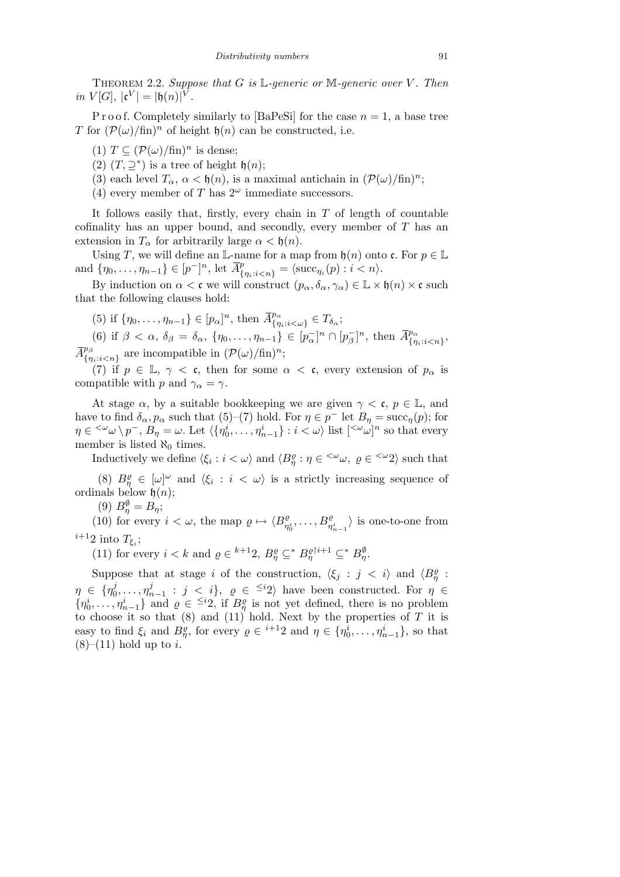Theorem 2.2. *Suppose that $G$ is $\mathbb{L}$-generic or $\mathbb{M}$-generic over $V$. Then in $V[G]$, $|\mathfrak{c}^V| = |\mathfrak{h}(n)|^V$.*

Proof. Completely similarly to [BaPeSi] for the case $n = 1$, a base tree $T$ for $(\mathcal{P}(\omega)/\mathrm{fin})^n$ of height $\mathfrak{h}(n)$ can be constructed, i.e.

(1) $T \subseteq (\mathcal{P}(\omega)/\mathrm{fin})^n$ is dense;

(2) $(T, \supseteq^*)$ is a tree of height $\mathfrak{h}(n)$;

(3) each level $T_\alpha$, $\alpha < \mathfrak{h}(n)$, is a maximal antichain in $(\mathcal{P}(\omega)/\mathrm{fin})^n$;

(4) every member of $T$ has $2^\omega$ immediate successors.

It follows easily that, firstly, every chain in $T$ of length of countable cofinality has an upper bound, and secondly, every member of $T$ has an extension in $T_\alpha$ for arbitrarily large $\alpha < \mathfrak{h}(n)$.

Using $T$, we will define an $\mathbb{L}$-name for a map from $\mathfrak{h}(n)$ onto $\mathfrak{c}$. For $p \in \mathbb{L}$ and $\{\eta_0, \ldots, \eta_{n-1}\} \in [p^-]^n$, let $\overline{A}^p_{\{\eta_i : i<n\}} = \langle \mathrm{succ}_{\eta_i}(p) : i < n\rangle$.

By induction on $\alpha < \mathfrak{c}$ we will construct $(p_\alpha, \delta_\alpha, \gamma_\alpha) \in \mathbb{L} \times \mathfrak{h}(n) \times \mathfrak{c}$ such that the following clauses hold:

(5) if $\{\eta_0, \ldots, \eta_{n-1}\} \in [p_\alpha]^n$, then $\overline{A}^{p_\alpha}_{\{\eta_i : i<\omega\}} \in T_{\delta_\alpha}$;

(6) if $\beta < \alpha$, $\delta_\beta = \delta_\alpha$, $\{\eta_0, \ldots, \eta_{n-1}\} \in [p_\alpha^-]^n \cap [p_\beta^-]^n$, then $\overline{A}^{p_\alpha}_{\{\eta_i : i<n\}}$, $\overline{A}^{p_\beta}_{\{\eta_i : i<n\}}$ are incompatible in $(\mathcal{P}(\omega)/\mathrm{fin})^n$;

(7) if $p \in \mathbb{L}$, $\gamma < \mathfrak{c}$, then for some $\alpha < \mathfrak{c}$, every extension of $p_\alpha$ is compatible with $p$ and $\gamma_\alpha = \gamma$.

At stage $\alpha$, by a suitable bookkeeping we are given $\gamma < \mathfrak{c}$, $p \in \mathbb{L}$, and have to find $\delta_\alpha, p_\alpha$ such that (5)–(7) hold. For $\eta \in p^-$ let $B_\eta = \mathrm{succ}_\eta(p)$; for $\eta \in {}^{<\omega}\omega \setminus p^-$, $B_\eta = \omega$. Let $\langle \{\eta^i_0, \ldots, \eta^i_{n-1}\} : i < \omega\rangle$ list $[{}^{<\omega}\omega]^n$ so that every member is listed $\aleph_0$ times.

Inductively we define $\langle \xi_i : i < \omega\rangle$ and $\langle B^\varrho_\eta : \eta \in {}^{<\omega}\omega,\ \varrho \in {}^{<\omega}2\rangle$ such that

(8) $B^\varrho_\eta \in [\omega]^\omega$ and $\langle \xi_i : i < \omega\rangle$ is a strictly increasing sequence of ordinals below $\mathfrak{h}(n)$;

(9) $B^\emptyset_\eta = B_\eta$;

(10) for every $i < \omega$, the map $\varrho \mapsto \langle B^\varrho_{\eta^i_0}, \ldots, B^\varrho_{\eta^i_{n-1}}\rangle$ is one-to-one from ${}^{i+1}2$ into $T_{\xi_i}$;

(11) for every $i < k$ and $\varrho \in {}^{k+1}2$, $B^\varrho_\eta \subseteq^* B^{\varrho\restriction i+1}_\eta \subseteq^* B^\emptyset_\eta$.

Suppose that at stage $i$ of the construction, $\langle \xi_j : j < i\rangle$ and $\langle B^\varrho_\eta : \eta \in \{\eta^j_0, \ldots, \eta^j_{n-1} : j < i\},\ \varrho \in {}^{\le i}2\rangle$ have been constructed. For $\eta \in \{\eta^i_0, \ldots, \eta^i_{n-1}\}$ and $\varrho \in {}^{\le i}2$, if $B^\varrho_\eta$ is not yet defined, there is no problem to choose it so that (8) and (11) hold. Next by the properties of $T$ it is easy to find $\xi_i$ and $B^\varrho_\eta$, for every $\varrho \in {}^{i+1}2$ and $\eta \in \{\eta^i_0, \ldots, \eta^i_{n-1}\}$, so that (8)–(11) hold up to $i$.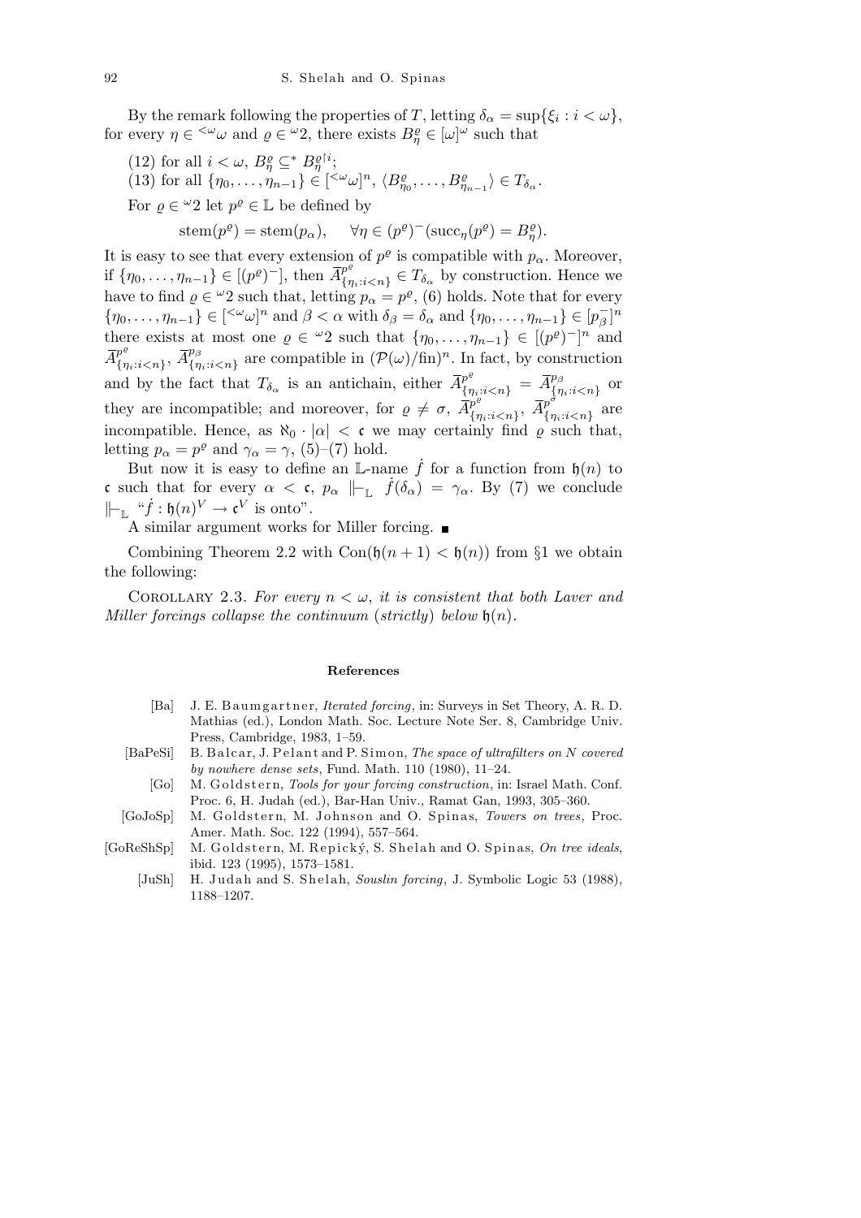By the remark following the properties of $T$, letting $\delta_\alpha = \sup\{\xi_i : i < \omega\}$, for every $\eta \in {}^{<\omega}\omega$ and $\varrho \in {}^\omega 2$, there exists $B^\varrho_\eta \in [\omega]^\omega$ such that

(12) for all $i < \omega$, $B^\varrho_\eta \subseteq^* B^{\varrho\restriction i}_\eta$;

(13) for all $\{\eta_0, \ldots, \eta_{n-1}\} \in [{}^{<\omega}\omega]^n$, $\langle B^\varrho_{\eta_0}, \ldots, B^\varrho_{\eta_{n-1}}\rangle \in T_{\delta_\alpha}$.

For $\varrho \in {}^\omega 2$ let $p^\varrho \in \mathbb{L}$ be defined by

$$\operatorname{stem}(p^\varrho) = \operatorname{stem}(p_\alpha), \qquad \forall \eta \in (p^\varrho)^- (\operatorname{succ}_\eta(p^\varrho) = B^\varrho_\eta).$$

It is easy to see that every extension of $p^\varrho$ is compatible with $p_\alpha$. Moreover, if $\{\eta_0, \ldots, \eta_{n-1}\} \in [(p^\varrho)^-]$, then $\overline{A}^{p^\varrho}_{\{\eta_i : i<n\}} \in T_{\delta_\alpha}$ by construction. Hence we have to find $\varrho \in {}^\omega 2$ such that, letting $p_\alpha = p^\varrho$, (6) holds. Note that for every $\{\eta_0, \ldots, \eta_{n-1}\} \in [{}^{<\omega}\omega]^n$ and $\beta < \alpha$ with $\delta_\beta = \delta_\alpha$ and $\{\eta_0, \ldots, \eta_{n-1}\} \in [p^-_\beta]^n$ there exists at most one $\varrho \in {}^\omega 2$ such that $\{\eta_0, \ldots, \eta_{n-1}\} \in [(p^\varrho)^-]^n$ and $\overline{A}^{p^\varrho}_{\{\eta_i : i<n\}}$, $\overline{A}^{p_\beta}_{\{\eta_i : i<n\}}$ are compatible in $(\mathcal{P}(\omega)/\mathrm{fin})^n$. In fact, by construction and by the fact that $T_{\delta_\alpha}$ is an antichain, either $\overline{A}^{p^\varrho}_{\{\eta_i : i<n\}} = \overline{A}^{p_\beta}_{\{\eta_i : i<n\}}$ or they are incompatible; and moreover, for $\varrho \neq \sigma$, $\overline{A}^{p^\varrho}_{\{\eta_i : i<n\}}$, $\overline{A}^{p^\sigma}_{\{\eta_i : i<n\}}$ are incompatible. Hence, as $\aleph_0 \cdot |\alpha| < \mathfrak{c}$ we may certainly find $\varrho$ such that, letting $p_\alpha = p^\varrho$ and $\gamma_\alpha = \gamma$, (5)–(7) hold.

But now it is easy to define an $\mathbb{L}$-name $\dot{f}$ for a function from $\mathfrak{h}(n)$ to $\mathfrak{c}$ such that for every $\alpha < \mathfrak{c}$, $p_\alpha \Vdash_{\mathbb{L}} \dot{f}(\delta_\alpha) = \gamma_\alpha$. By (7) we conclude $\Vdash_{\mathbb{L}}$ "$\dot{f} : \mathfrak{h}(n)^V \to \mathfrak{c}^V$ is onto".

A similar argument works for Miller forcing. ∎

Combining Theorem 2.2 with $\operatorname{Con}(\mathfrak{h}(n+1) < \mathfrak{h}(n))$ from §1 we obtain the following:

Corollary 2.3. *For every $n < \omega$, it is consistent that both Laver and Miller forcings collapse the continuum* (*strictly*) *below* $\mathfrak{h}(n)$.

## References

[Ba] J. E. Baumgartner, *Iterated forcing*, in: Surveys in Set Theory, A. R. D. Mathias (ed.), London Math. Soc. Lecture Note Ser. 8, Cambridge Univ. Press, Cambridge, 1983, 1–59.

[BaPeSi] B. Balcar, J. Pelant and P. Simon, *The space of ultrafilters on N covered by nowhere dense sets*, Fund. Math. 110 (1980), 11–24.

[Go] M. Goldstern, *Tools for your forcing construction*, in: Israel Math. Conf. Proc. 6, H. Judah (ed.), Bar-Han Univ., Ramat Gan, 1993, 305–360.

[GoJoSp] M. Goldstern, M. Johnson and O. Spinas, *Towers on trees*, Proc. Amer. Math. Soc. 122 (1994), 557–564.

[GoReShSp] M. Goldstern, M. Repický, S. Shelah and O. Spinas, *On tree ideals*, ibid. 123 (1995), 1573–1581.

[JuSh] H. Judah and S. Shelah, *Souslin forcing*, J. Symbolic Logic 53 (1988), 1188–1207.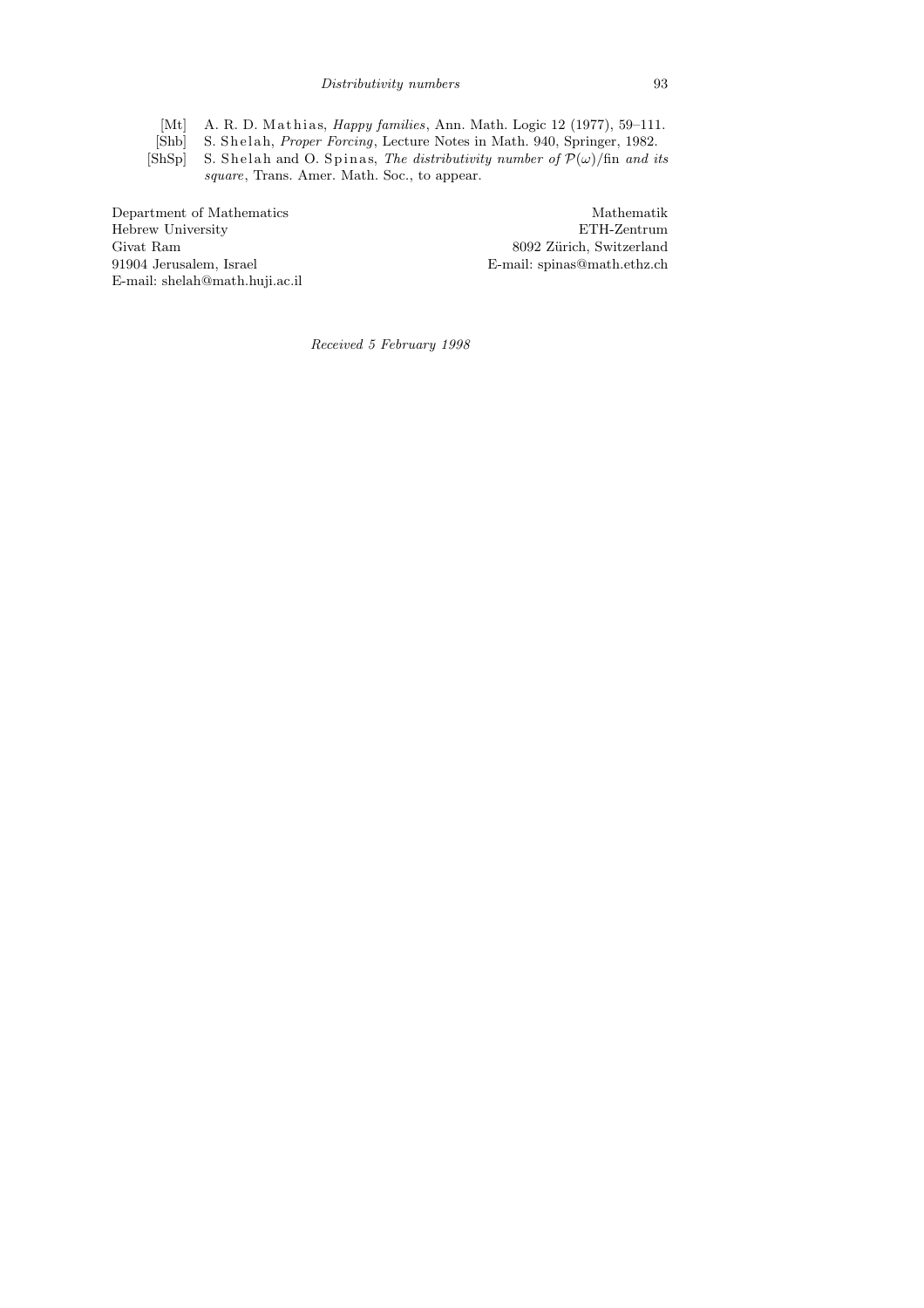[Mt] A. R. D. Mathias, *Happy families*, Ann. Math. Logic 12 (1977), 59–111.

[Shb] S. Shelah, *Proper Forcing*, Lecture Notes in Math. 940, Springer, 1982.

[ShSp] S. Shelah and O. Spinas, *The distributivity number of* $\mathcal{P}(\omega)/\text{fin}$ *and its square*, Trans. Amer. Math. Soc., to appear.

Department of Mathematics
Hebrew University
Givat Ram
91904 Jerusalem, Israel
E-mail: shelah@math.huji.ac.il

Mathematik
ETH-Zentrum
8092 Zürich, Switzerland
E-mail: spinas@math.ethz.ch

*Received 5 February 1998*